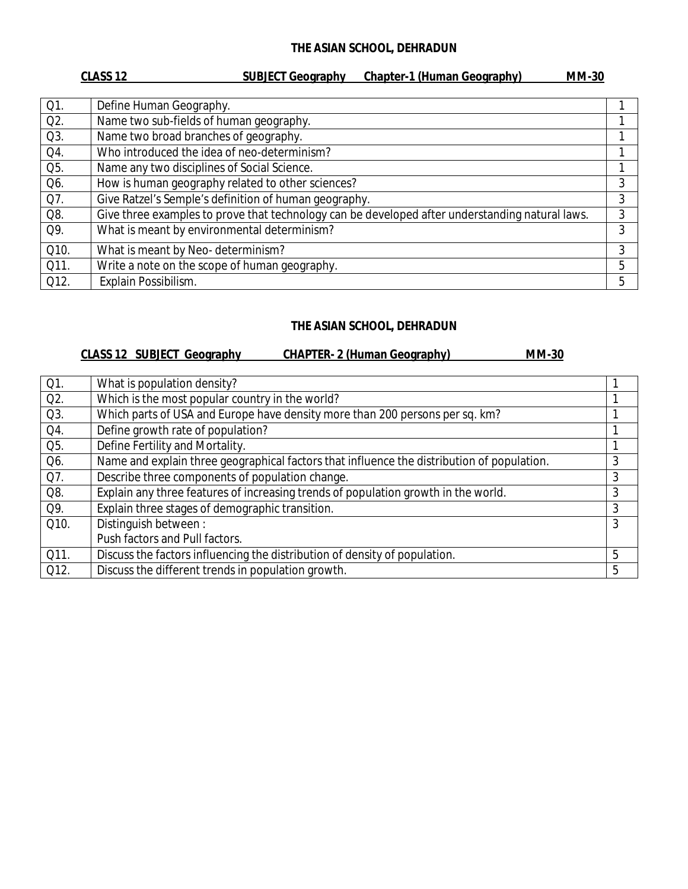## THE ASIAN SCHOOL, DEHRADUN

**CLASS 12 SUBJECT Geography Chapter-1 (Human Geography) MM-30**

| | | |
|---|---|---|
| Q1. | Define Human Geography. | 1 |
| Q2. | Name two sub-fields of human geography. | 1 |
| Q3. | Name two broad branches of geography. | 1 |
| Q4. | Who introduced the idea of neo-determinism? | 1 |
| Q5. | Name any two disciplines of Social Science. | 1 |
| Q6. | How is human geography related to other sciences? | 3 |
| Q7. | Give Ratzel's Semple's definition of human geography. | 3 |
| Q8. | Give three examples to prove that technology can be developed after understanding natural laws. | 3 |
| Q9. | What is meant by environmental determinism? | 3 |
| Q10. | What is meant by Neo- determinism? | 3 |
| Q11. | Write a note on the scope of human geography. | 5 |
| Q12. | Explain Possibilism. | 5 |

## THE ASIAN SCHOOL, DEHRADUN

**CLASS 12 SUBJECT Geography CHAPTER- 2 (Human Geography) MM-30**

| | | |
|---|---|---|
| Q1. | What is population density? | 1 |
| Q2. | Which is the most popular country in the world? | 1 |
| Q3. | Which parts of USA and Europe have density more than 200 persons per sq. km? | 1 |
| Q4. | Define growth rate of population? | 1 |
| Q5. | Define Fertility and Mortality. | 1 |
| Q6. | Name and explain three geographical factors that influence the distribution of population. | 3 |
| Q7. | Describe three components of population change. | 3 |
| Q8. | Explain any three features of increasing trends of population growth in the world. | 3 |
| Q9. | Explain three stages of demographic transition. | 3 |
| Q10. | Distinguish between :<br>Push factors and Pull factors. | 3 |
| Q11. | Discuss the factors influencing the distribution of density of population. | 5 |
| Q12. | Discuss the different trends in population growth. | 5 |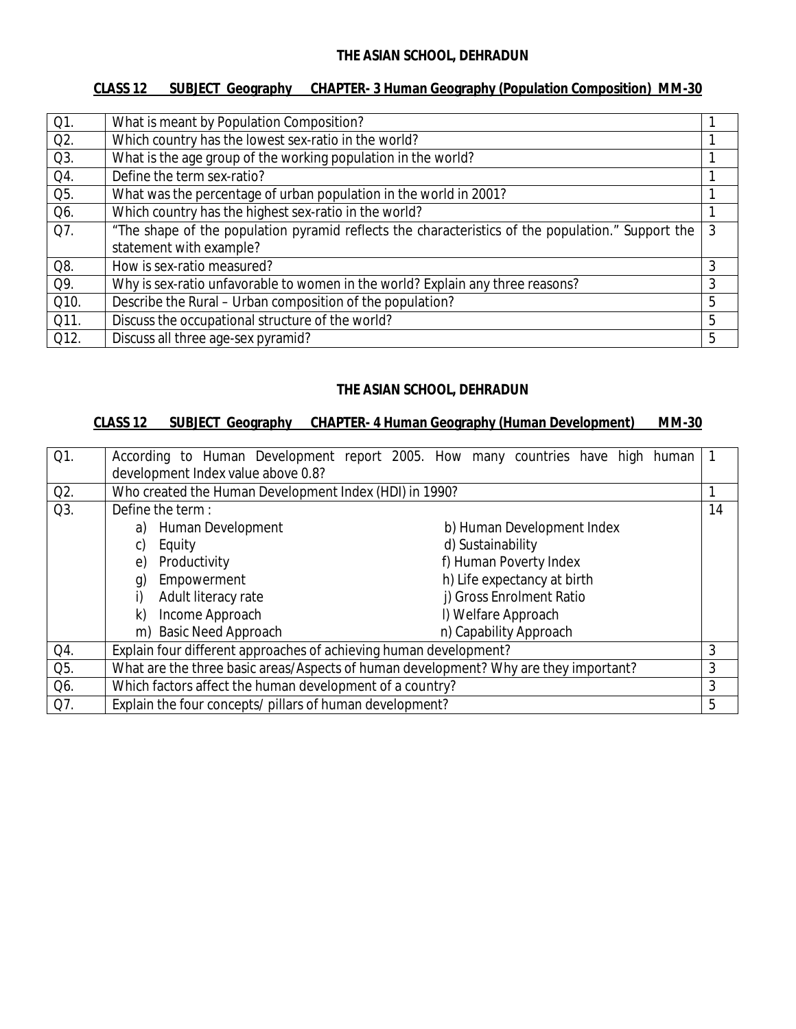**THE ASIAN SCHOOL, DEHRADUN**

**CLASS 12 SUBJECT Geography CHAPTER- 3 Human Geography (Population Composition) MM-30**

| Q1. | What is meant by Population Composition? | 1 |
|---|---|---|
| Q2. | Which country has the lowest sex-ratio in the world? | 1 |
| Q3. | What is the age group of the working population in the world? | 1 |
| Q4. | Define the term sex-ratio? | 1 |
| Q5. | What was the percentage of urban population in the world in 2001? | 1 |
| Q6. | Which country has the highest sex-ratio in the world? | 1 |
| Q7. | "The shape of the population pyramid reflects the characteristics of the population." Support the statement with example? | 3 |
| Q8. | How is sex-ratio measured? | 3 |
| Q9. | Why is sex-ratio unfavorable to women in the world? Explain any three reasons? | 3 |
| Q10. | Describe the Rural – Urban composition of the population? | 5 |
| Q11. | Discuss the occupational structure of the world? | 5 |
| Q12. | Discuss all three age-sex pyramid? | 5 |

**THE ASIAN SCHOOL, DEHRADUN**

**CLASS 12 SUBJECT Geography CHAPTER- 4 Human Geography (Human Development) MM-30**

| Q1. | According to Human Development report 2005. How many countries have high human development Index value above 0.8? | 1 |
|---|---|---|
| Q2. | Who created the Human Development Index (HDI) in 1990? | 1 |
| Q3. | Define the term :<br>a) Human Development b) Human Development Index<br>c) Equity d) Sustainability<br>e) Productivity f) Human Poverty Index<br>g) Empowerment h) Life expectancy at birth<br>i) Adult literacy rate j) Gross Enrolment Ratio<br>k) Income Approach l) Welfare Approach<br>m) Basic Need Approach n) Capability Approach | 14 |
| Q4. | Explain four different approaches of achieving human development? | 3 |
| Q5. | What are the three basic areas/Aspects of human development? Why are they important? | 3 |
| Q6. | Which factors affect the human development of a country? | 3 |
| Q7. | Explain the four concepts/ pillars of human development? | 5 |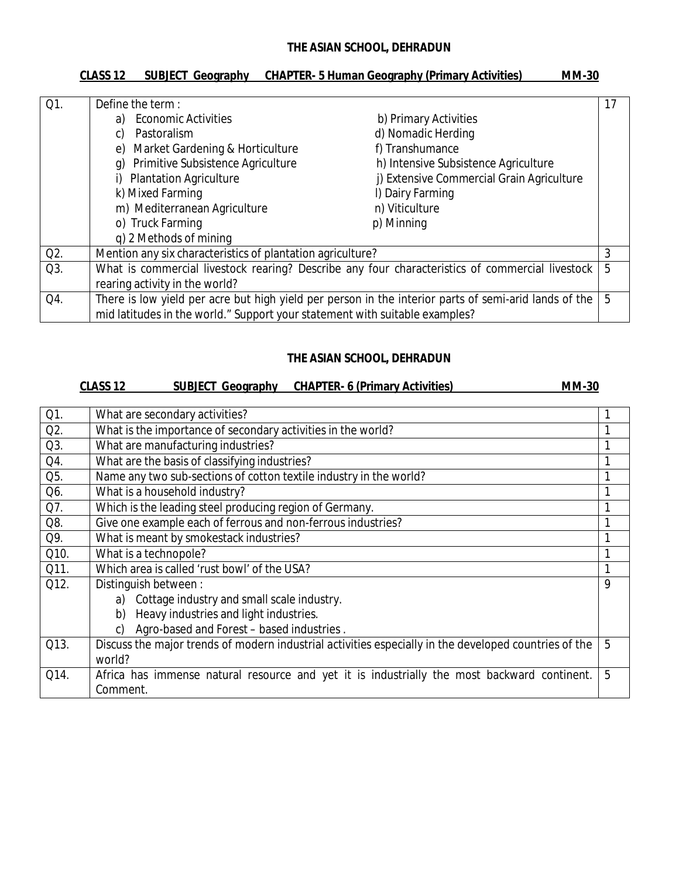**THE ASIAN SCHOOL, DEHRADUN**

**CLASS 12 SUBJECT Geography CHAPTER- 5 Human Geography (Primary Activities) MM-30**

| | | |
|---|---|---|
| Q1. | Define the term :<br>a) Economic Activities<br>b) Primary Activities<br>c) Pastoralism<br>d) Nomadic Herding<br>e) Market Gardening & Horticulture<br>f) Transhumance<br>g) Primitive Subsistence Agriculture<br>h) Intensive Subsistence Agriculture<br>i) Plantation Agriculture<br>j) Extensive Commercial Grain Agriculture<br>k) Mixed Farming<br>l) Dairy Farming<br>m) Mediterranean Agriculture<br>n) Viticulture<br>o) Truck Farming<br>p) Minning<br>q) 2 Methods of mining | 17 |
| Q2. | Mention any six characteristics of plantation agriculture? | 3 |
| Q3. | What is commercial livestock rearing? Describe any four characteristics of commercial livestock rearing activity in the world? | 5 |
| Q4. | There is low yield per acre but high yield per person in the interior parts of semi-arid lands of the mid latitudes in the world." Support your statement with suitable examples? | 5 |

**THE ASIAN SCHOOL, DEHRADUN**

**CLASS 12 SUBJECT Geography CHAPTER- 6 (Primary Activities) MM-30**

| | | |
|---|---|---|
| Q1. | What are secondary activities? | 1 |
| Q2. | What is the importance of secondary activities in the world? | 1 |
| Q3. | What are manufacturing industries? | 1 |
| Q4. | What are the basis of classifying industries? | 1 |
| Q5. | Name any two sub-sections of cotton textile industry in the world? | 1 |
| Q6. | What is a household industry? | 1 |
| Q7. | Which is the leading steel producing region of Germany. | 1 |
| Q8. | Give one example each of ferrous and non-ferrous industries? | 1 |
| Q9. | What is meant by smokestack industries? | 1 |
| Q10. | What is a technopole? | 1 |
| Q11. | Which area is called 'rust bowl' of the USA? | 1 |
| Q12. | Distinguish between :<br>a) Cottage industry and small scale industry.<br>b) Heavy industries and light industries.<br>c) Agro-based and Forest – based industries . | 9 |
| Q13. | Discuss the major trends of modern industrial activities especially in the developed countries of the world? | 5 |
| Q14. | Africa has immense natural resource and yet it is industrially the most backward continent. Comment. | 5 |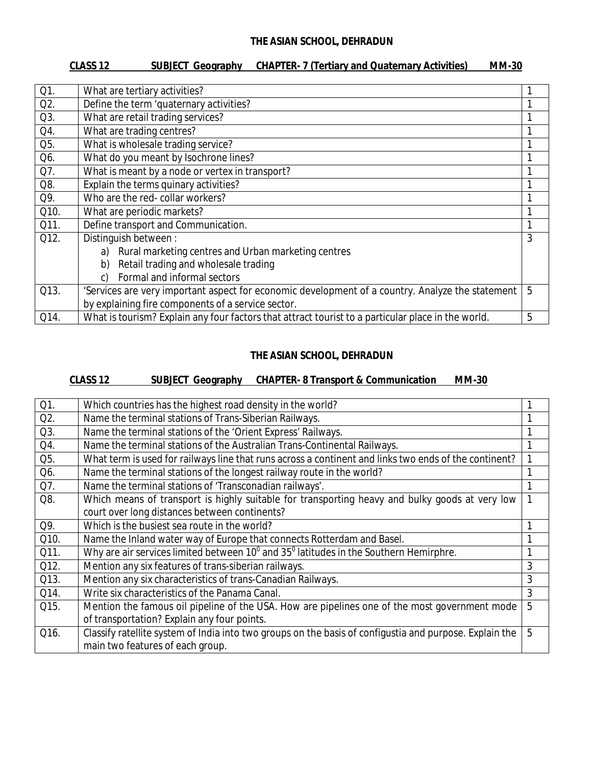**THE ASIAN SCHOOL, DEHRADUN**

**CLASS 12 SUBJECT Geography CHAPTER- 7 (Tertiary and Quaternary Activities) MM-30**

| | | |
|---|---|---|
| Q1. | What are tertiary activities? | 1 |
| Q2. | Define the term 'quaternary activities? | 1 |
| Q3. | What are retail trading services? | 1 |
| Q4. | What are trading centres? | 1 |
| Q5. | What is wholesale trading service? | 1 |
| Q6. | What do you meant by Isochrone lines? | 1 |
| Q7. | What is meant by a node or vertex in transport? | 1 |
| Q8. | Explain the terms quinary activities? | 1 |
| Q9. | Who are the red- collar workers? | 1 |
| Q10. | What are periodic markets? | 1 |
| Q11. | Define transport and Communication. | 1 |
| Q12. | Distinguish between :<br>a) Rural marketing centres and Urban marketing centres<br>b) Retail trading and wholesale trading<br>c) Formal and informal sectors | 3 |
| Q13. | 'Services are very important aspect for economic development of a country. Analyze the statement by explaining fire components of a service sector. | 5 |
| Q14. | What is tourism? Explain any four factors that attract tourist to a particular place in the world. | 5 |

**THE ASIAN SCHOOL, DEHRADUN**

**CLASS 12 SUBJECT Geography CHAPTER- 8 Transport & Communication MM-30**

| | | |
|---|---|---|
| Q1. | Which countries has the highest road density in the world? | 1 |
| Q2. | Name the terminal stations of Trans-Siberian Railways. | 1 |
| Q3. | Name the terminal stations of the 'Orient Express' Railways. | 1 |
| Q4. | Name the terminal stations of the Australian Trans-Continental Railways. | 1 |
| Q5. | What term is used for railways line that runs across a continent and links two ends of the continent? | 1 |
| Q6. | Name the terminal stations of the longest railway route in the world? | 1 |
| Q7. | Name the terminal stations of 'Transconadian railways'. | 1 |
| Q8. | Which means of transport is highly suitable for transporting heavy and bulky goods at very low court over long distances between continents? | 1 |
| Q9. | Which is the busiest sea route in the world? | 1 |
| Q10. | Name the Inland water way of Europe that connects Rotterdam and Basel. | 1 |
| Q11. | Why are air services limited between $10^0$ and $35^0$ latitudes in the Southern Hemirphre. | 1 |
| Q12. | Mention any six features of trans-siberian railways. | 3 |
| Q13. | Mention any six characteristics of trans-Canadian Railways. | 3 |
| Q14. | Write six characteristics of the Panama Canal. | 3 |
| Q15. | Mention the famous oil pipeline of the USA. How are pipelines one of the most government mode of transportation? Explain any four points. | 5 |
| Q16. | Classify ratellite system of India into two groups on the basis of configustia and purpose. Explain the main two features of each group. | 5 |